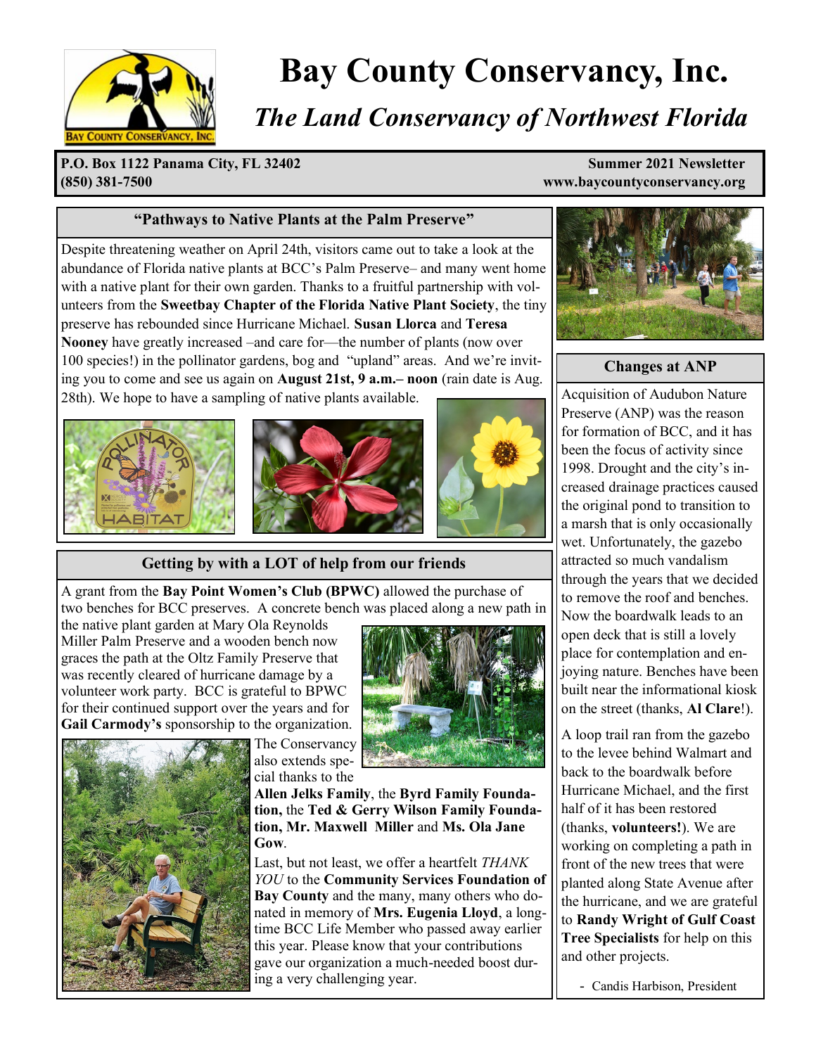# Bay County Conservancy, Inc.

## *The Land Conservancy of Northwest Florida*

**P.O. Box 1122 Panama City, FL 32402**
**(850) 381-7500**

**Summer 2021 Newsletter**
**www.baycountyconservancy.org**

### "Pathways to Native Plants at the Palm Preserve"

Despite threatening weather on April 24th, visitors came out to take a look at the abundance of Florida native plants at BCC's Palm Preserve– and many went home with a native plant for their own garden. Thanks to a fruitful partnership with volunteers from the **Sweetbay Chapter of the Florida Native Plant Society**, the tiny preserve has rebounded since Hurricane Michael. **Susan Llorca** and **Teresa Nooney** have greatly increased –and care for—the number of plants (now over 100 species!) in the pollinator gardens, bog and "upland" areas. And we're inviting you to come and see us again on **August 21st, 9 a.m.– noon** (rain date is Aug. 28th). We hope to have a sampling of native plants available.

### Getting by with a LOT of help from our friends

A grant from the **Bay Point Women's Club (BPWC)** allowed the purchase of two benches for BCC preserves. A concrete bench was placed along a new path in the native plant garden at Mary Ola Reynolds Miller Palm Preserve and a wooden bench now graces the path at the Oltz Family Preserve that was recently cleared of hurricane damage by a volunteer work party. BCC is grateful to BPWC for their continued support over the years and for **Gail Carmody's** sponsorship to the organization.

The Conservancy also extends special thanks to the **Allen Jelks Family**, the **Byrd Family Foundation,** the **Ted & Gerry Wilson Family Foundation, Mr. Maxwell Miller** and **Ms. Ola Jane Gow**.

Last, but not least, we offer a heartfelt *THANK YOU* to the **Community Services Foundation of Bay County** and the many, many others who donated in memory of **Mrs. Eugenia Lloyd**, a longtime BCC Life Member who passed away earlier this year. Please know that your contributions gave our organization a much-needed boost during a very challenging year.

### Changes at ANP

Acquisition of Audubon Nature Preserve (ANP) was the reason for formation of BCC, and it has been the focus of activity since 1998. Drought and the city's increased drainage practices caused the original pond to transition to a marsh that is only occasionally wet. Unfortunately, the gazebo attracted so much vandalism through the years that we decided to remove the roof and benches. Now the boardwalk leads to an open deck that is still a lovely place for contemplation and enjoying nature. Benches have been built near the informational kiosk on the street (thanks, **Al Clare**!).

A loop trail ran from the gazebo to the levee behind Walmart and back to the boardwalk before Hurricane Michael, and the first half of it has been restored (thanks, **volunteers!**). We are working on completing a path in front of the new trees that were planted along State Avenue after the hurricane, and we are grateful to **Randy Wright of Gulf Coast Tree Specialists** for help on this and other projects.

- Candis Harbison, President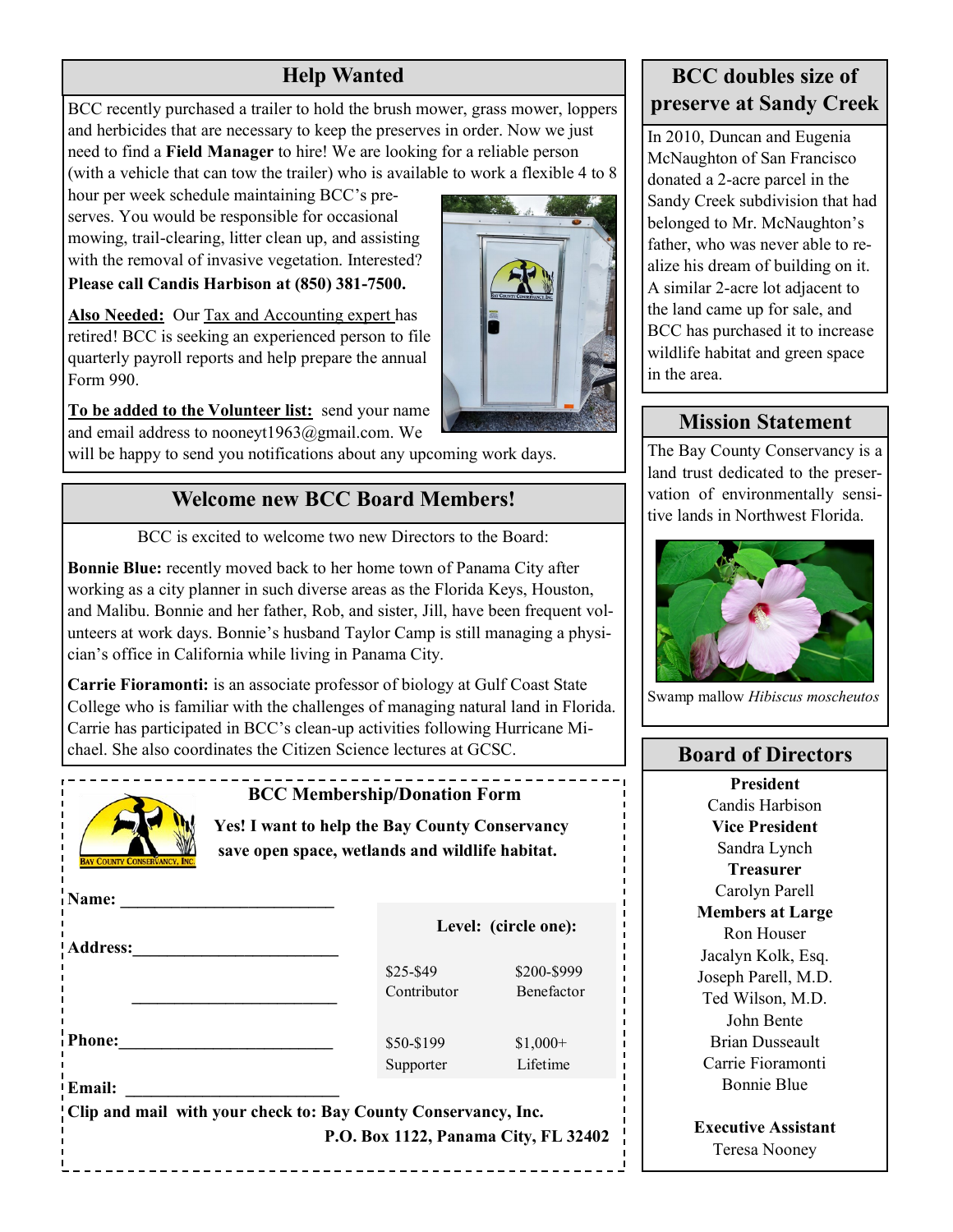## Help Wanted

BCC recently purchased a trailer to hold the brush mower, grass mower, loppers and herbicides that are necessary to keep the preserves in order. Now we just need to find a **Field Manager** to hire! We are looking for a reliable person (with a vehicle that can tow the trailer) who is available to work a flexible 4 to 8 hour per week schedule maintaining BCC's preserves. You would be responsible for occasional mowing, trail-clearing, litter clean up, and assisting with the removal of invasive vegetation. Interested? **Please call Candis Harbison at (850) 381-7500.**

**Also Needed:** Our Tax and Accounting expert has retired! BCC is seeking an experienced person to file quarterly payroll reports and help prepare the annual Form 990.

**To be added to the Volunteer list:** send your name and email address to nooneyt1963@gmail.com. We will be happy to send you notifications about any upcoming work days.

## Welcome new BCC Board Members!

BCC is excited to welcome two new Directors to the Board:

**Bonnie Blue:** recently moved back to her home town of Panama City after working as a city planner in such diverse areas as the Florida Keys, Houston, and Malibu. Bonnie and her father, Rob, and sister, Jill, have been frequent volunteers at work days. Bonnie's husband Taylor Camp is still managing a physician's office in California while living in Panama City.

**Carrie Fioramonti:** is an associate professor of biology at Gulf Coast State College who is familiar with the challenges of managing natural land in Florida. Carrie has participated in BCC's clean-up activities following Hurricane Michael. She also coordinates the Citizen Science lectures at GCSC.

### BCC Membership/Donation Form

BAY COUNTY CONSERVANCY, INC.

**Yes! I want to help the Bay County Conservancy save open space, wetlands and wildlife habitat.**

**Name:** ________________________

**Address:** ________________________

________________________

**Phone:** ________________________

**Email:** ________________________

**Level: (circle one):**

| | |
|---|---|
| $25-$49 Contributor | $200-$999 Benefactor |
| $50-$199 Supporter | $1,000+ Lifetime |

**Clip and mail with your check to: Bay County Conservancy, Inc. P.O. Box 1122, Panama City, FL 32402**

## BCC doubles size of preserve at Sandy Creek

In 2010, Duncan and Eugenia McNaughton of San Francisco donated a 2-acre parcel in the Sandy Creek subdivision that had belonged to Mr. McNaughton's father, who was never able to realize his dream of building on it. A similar 2-acre lot adjacent to the land came up for sale, and BCC has purchased it to increase wildlife habitat and green space in the area.

## Mission Statement

The Bay County Conservancy is a land trust dedicated to the preservation of environmentally sensitive lands in Northwest Florida.

Swamp mallow *Hibiscus moscheutos*

## Board of Directors

**President**
Candis Harbison

**Vice President**
Sandra Lynch

**Treasurer**
Carolyn Parell

**Members at Large**
Ron Houser
Jacalyn Kolk, Esq.
Joseph Parell, M.D.
Ted Wilson, M.D.
John Bente
Brian Dusseault
Carrie Fioramonti
Bonnie Blue

**Executive Assistant**
Teresa Nooney